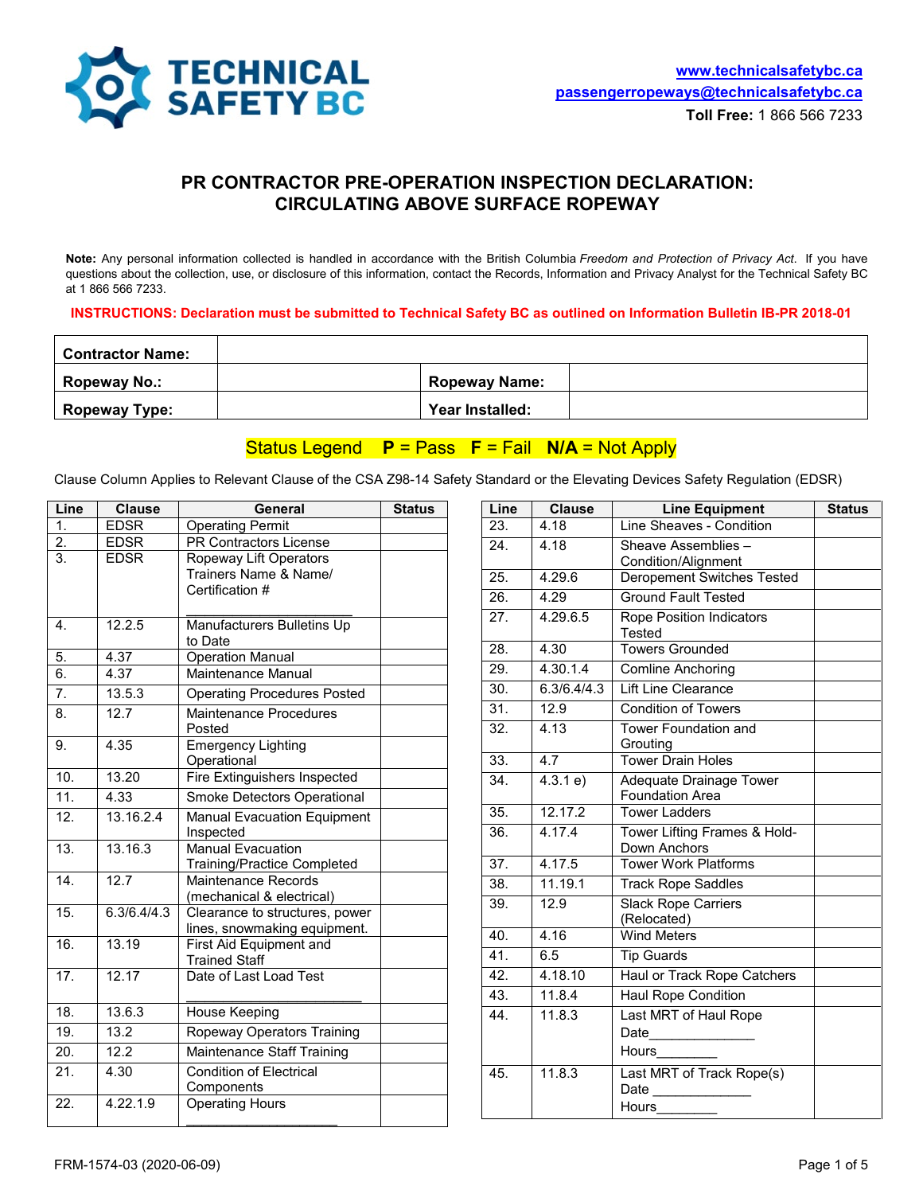**TECHNICAL SAFETY BC**

www.technicalsafetybc.ca
passengerropeways@technicalsafetybc.ca
**Toll Free:** 1 866 566 7233

# PR CONTRACTOR PRE-OPERATION INSPECTION DECLARATION: CIRCULATING ABOVE SURFACE ROPEWAY

**Note:** Any personal information collected is handled in accordance with the British Columbia *Freedom and Protection of Privacy Act*. If you have questions about the collection, use, or disclosure of this information, contact the Records, Information and Privacy Analyst for the Technical Safety BC at 1 866 566 7233.

**INSTRUCTIONS: Declaration must be submitted to Technical Safety BC as outlined on Information Bulletin IB-PR 2018-01**

| **Contractor Name:** | | | |
|---|---|---|---|
| **Ropeway No.:** | | **Ropeway Name:** | |
| **Ropeway Type:** | | **Year Installed:** | |

**Status Legend P** = Pass **F** = Fail **N/A** = Not Apply

Clause Column Applies to Relevant Clause of the CSA Z98-14 Safety Standard or the Elevating Devices Safety Regulation (EDSR)

| Line | Clause | General | Status |
|---|---|---|---|
| 1. | EDSR | Operating Permit | |
| 2. | EDSR | PR Contractors License | |
| 3. | EDSR | Ropeway Lift Operators Trainers Name & Name/ Certification # ____________________ | |
| 4. | 12.2.5 | Manufacturers Bulletins Up to Date | |
| 5. | 4.37 | Operation Manual | |
| 6. | 4.37 | Maintenance Manual | |
| 7. | 13.5.3 | Operating Procedures Posted | |
| 8. | 12.7 | Maintenance Procedures Posted | |
| 9. | 4.35 | Emergency Lighting Operational | |
| 10. | 13.20 | Fire Extinguishers Inspected | |
| 11. | 4.33 | Smoke Detectors Operational | |
| 12. | 13.16.2.4 | Manual Evacuation Equipment Inspected | |
| 13. | 13.16.3 | Manual Evacuation Training/Practice Completed | |
| 14. | 12.7 | Maintenance Records (mechanical & electrical) | |
| 15. | 6.3/6.4/4.3 | Clearance to structures, power lines, snowmaking equipment. | |
| 16. | 13.19 | First Aid Equipment and Trained Staff | |
| 17. | 12.17 | Date of Last Load Test ____________________ | |
| 18. | 13.6.3 | House Keeping | |
| 19. | 13.2 | Ropeway Operators Training | |
| 20. | 12.2 | Maintenance Staff Training | |
| 21. | 4.30 | Condition of Electrical Components | |
| 22. | 4.22.1.9 | Operating Hours ____________________ | |

| Line | Clause | Line Equipment | Status |
|---|---|---|---|
| 23. | 4.18 | Line Sheaves - Condition | |
| 24. | 4.18 | Sheave Assemblies – Condition/Alignment | |
| 25. | 4.29.6 | Deropement Switches Tested | |
| 26. | 4.29 | Ground Fault Tested | |
| 27. | 4.29.6.5 | Rope Position Indicators Tested | |
| 28. | 4.30 | Towers Grounded | |
| 29. | 4.30.1.4 | Comline Anchoring | |
| 30. | 6.3/6.4/4.3 | Lift Line Clearance | |
| 31. | 12.9 | Condition of Towers | |
| 32. | 4.13 | Tower Foundation and Grouting | |
| 33. | 4.7 | Tower Drain Holes | |
| 34. | 4.3.1 e) | Adequate Drainage Tower Foundation Area | |
| 35. | 12.17.2 | Tower Ladders | |
| 36. | 4.17.4 | Tower Lifting Frames & Hold-Down Anchors | |
| 37. | 4.17.5 | Tower Work Platforms | |
| 38. | 11.19.1 | Track Rope Saddles | |
| 39. | 12.9 | Slack Rope Carriers (Relocated) | |
| 40. | 4.16 | Wind Meters | |
| 41. | 6.5 | Tip Guards | |
| 42. | 4.18.10 | Haul or Track Rope Catchers | |
| 43. | 11.8.4 | Haul Rope Condition | |
| 44. | 11.8.3 | Last MRT of Haul Rope Date______________ Hours________ | |
| 45. | 11.8.3 | Last MRT of Track Rope(s) Date ______________ Hours________ | |

FRM-1574-03 (2020-06-09)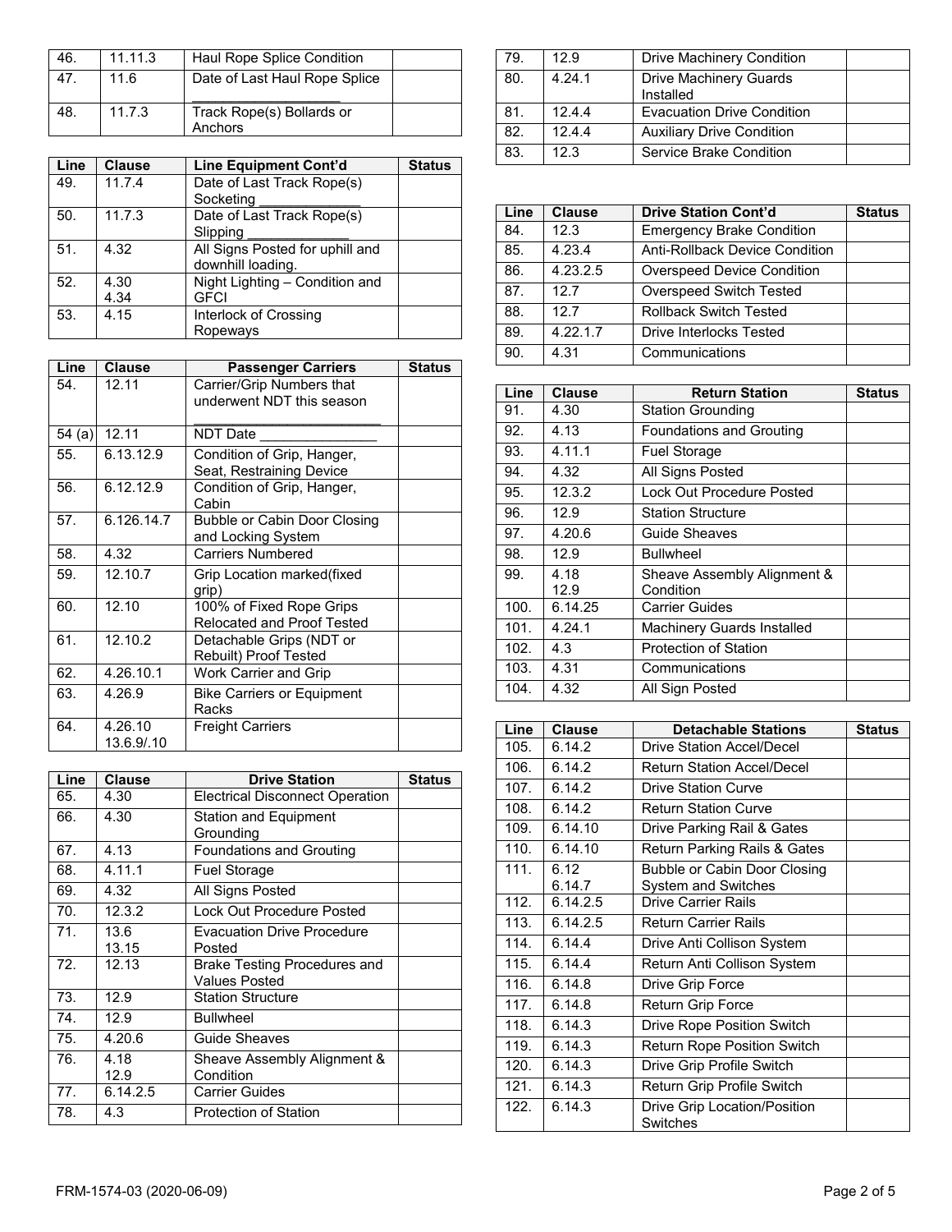| Line | Clause | Line Equipment | Status |
|---|---|---|---|
| 46. | 11.11.3 | Haul Rope Splice Condition | |
| 47. | 11.6 | Date of Last Haul Rope Splice ___________________ | |
| 48. | 11.7.3 | Track Rope(s) Bollards or Anchors | |

| Line | Clause | Line Equipment Cont'd | Status |
|---|---|---|---|
| 49. | 11.7.4 | Date of Last Track Rope(s) Socketing _____________ | |
| 50. | 11.7.3 | Date of Last Track Rope(s) Slipping _____________ | |
| 51. | 4.32 | All Signs Posted for uphill and downhill loading. | |
| 52. | 4.30 4.34 | Night Lighting – Condition and GFCI | |
| 53. | 4.15 | Interlock of Crossing Ropeways | |

| Line | Clause | Passenger Carriers | Status |
|---|---|---|---|
| 54. | 12.11 | Carrier/Grip Numbers that underwent NDT this season ________________________ | |
| 54 (a) | 12.11 | NDT Date _______________ | |
| 55. | 6.13.12.9 | Condition of Grip, Hanger, Seat, Restraining Device | |
| 56. | 6.12.12.9 | Condition of Grip, Hanger, Cabin | |
| 57. | 6.126.14.7 | Bubble or Cabin Door Closing and Locking System | |
| 58. | 4.32 | Carriers Numbered | |
| 59. | 12.10.7 | Grip Location marked(fixed grip) | |
| 60. | 12.10 | 100% of Fixed Rope Grips Relocated and Proof Tested | |
| 61. | 12.10.2 | Detachable Grips (NDT or Rebuilt) Proof Tested | |
| 62. | 4.26.10.1 | Work Carrier and Grip | |
| 63. | 4.26.9 | Bike Carriers or Equipment Racks | |
| 64. | 4.26.10 13.6.9/.10 | Freight Carriers | |

| Line | Clause | Drive Station | Status |
|---|---|---|---|
| 65. | 4.30 | Electrical Disconnect Operation | |
| 66. | 4.30 | Station and Equipment Grounding | |
| 67. | 4.13 | Foundations and Grouting | |
| 68. | 4.11.1 | Fuel Storage | |
| 69. | 4.32 | All Signs Posted | |
| 70. | 12.3.2 | Lock Out Procedure Posted | |
| 71. | 13.6 13.15 | Evacuation Drive Procedure Posted | |
| 72. | 12.13 | Brake Testing Procedures and Values Posted | |
| 73. | 12.9 | Station Structure | |
| 74. | 12.9 | Bullwheel | |
| 75. | 4.20.6 | Guide Sheaves | |
| 76. | 4.18 12.9 | Sheave Assembly Alignment & Condition | |
| 77. | 6.14.2.5 | Carrier Guides | |
| 78. | 4.3 | Protection of Station | |
| 79. | 12.9 | Drive Machinery Condition | |
| 80. | 4.24.1 | Drive Machinery Guards Installed | |
| 81. | 12.4.4 | Evacuation Drive Condition | |
| 82. | 12.4.4 | Auxiliary Drive Condition | |
| 83. | 12.3 | Service Brake Condition | |

| Line | Clause | Drive Station Cont'd | Status |
|---|---|---|---|
| 84. | 12.3 | Emergency Brake Condition | |
| 85. | 4.23.4 | Anti-Rollback Device Condition | |
| 86. | 4.23.2.5 | Overspeed Device Condition | |
| 87. | 12.7 | Overspeed Switch Tested | |
| 88. | 12.7 | Rollback Switch Tested | |
| 89. | 4.22.1.7 | Drive Interlocks Tested | |
| 90. | 4.31 | Communications | |

| Line | Clause | Return Station | Status |
|---|---|---|---|
| 91. | 4.30 | Station Grounding | |
| 92. | 4.13 | Foundations and Grouting | |
| 93. | 4.11.1 | Fuel Storage | |
| 94. | 4.32 | All Signs Posted | |
| 95. | 12.3.2 | Lock Out Procedure Posted | |
| 96. | 12.9 | Station Structure | |
| 97. | 4.20.6 | Guide Sheaves | |
| 98. | 12.9 | Bullwheel | |
| 99. | 4.18 12.9 | Sheave Assembly Alignment & Condition | |
| 100. | 6.14.25 | Carrier Guides | |
| 101. | 4.24.1 | Machinery Guards Installed | |
| 102. | 4.3 | Protection of Station | |
| 103. | 4.31 | Communications | |
| 104. | 4.32 | All Sign Posted | |

| Line | Clause | Detachable Stations | Status |
|---|---|---|---|
| 105. | 6.14.2 | Drive Station Accel/Decel | |
| 106. | 6.14.2 | Return Station Accel/Decel | |
| 107. | 6.14.2 | Drive Station Curve | |
| 108. | 6.14.2 | Return Station Curve | |
| 109. | 6.14.10 | Drive Parking Rail & Gates | |
| 110. | 6.14.10 | Return Parking Rails & Gates | |
| 111. | 6.12 6.14.7 | Bubble or Cabin Door Closing System and Switches | |
| 112. | 6.14.2.5 | Drive Carrier Rails | |
| 113. | 6.14.2.5 | Return Carrier Rails | |
| 114. | 6.14.4 | Drive Anti Collison System | |
| 115. | 6.14.4 | Return Anti Collison System | |
| 116. | 6.14.8 | Drive Grip Force | |
| 117. | 6.14.8 | Return Grip Force | |
| 118. | 6.14.3 | Drive Rope Position Switch | |
| 119. | 6.14.3 | Return Rope Position Switch | |
| 120. | 6.14.3 | Drive Grip Profile Switch | |
| 121. | 6.14.3 | Return Grip Profile Switch | |
| 122. | 6.14.3 | Drive Grip Location/Position Switches | |

FRM-1574-03 (2020-06-09)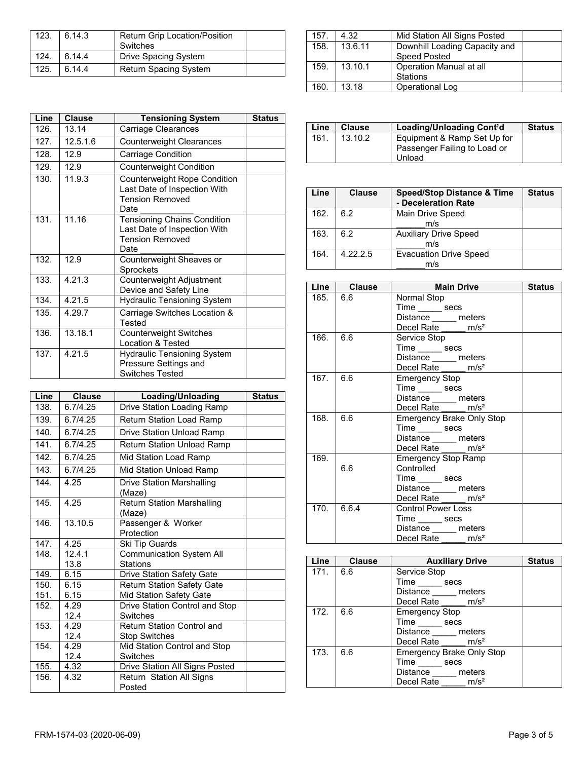| 123. | 6.14.3 | Return Grip Location/Position Switches | |
|---|---|---|---|
| 124. | 6.14.4 | Drive Spacing System | |
| 125. | 6.14.4 | Return Spacing System | |

| Line | Clause | Tensioning System | Status |
|---|---|---|---|
| 126. | 13.14 | Carriage Clearances | |
| 127. | 12.5.1.6 | Counterweight Clearances | |
| 128. | 12.9 | Carriage Condition | |
| 129. | 12.9 | Counterweight Condition | |
| 130. | 11.9.3 | Counterweight Rope Condition Last Date of Inspection With Tension Removed Date ___________ | |
| 131. | 11.16 | Tensioning Chains Condition Last Date of Inspection With Tension Removed Date ___________ | |
| 132. | 12.9 | Counterweight Sheaves or Sprockets | |
| 133. | 4.21.3 | Counterweight Adjustment Device and Safety Line | |
| 134. | 4.21.5 | Hydraulic Tensioning System | |
| 135. | 4.29.7 | Carriage Switches Location & Tested | |
| 136. | 13.18.1 | Counterweight Switches Location & Tested | |
| 137. | 4.21.5 | Hydraulic Tensioning System Pressure Settings and Switches Tested | |

| Line | Clause | Loading/Unloading | Status |
|---|---|---|---|
| 138. | 6.7/4.25 | Drive Station Loading Ramp | |
| 139. | 6.7/4.25 | Return Station Load Ramp | |
| 140. | 6.7/4.25 | Drive Station Unload Ramp | |
| 141. | 6.7/4.25 | Return Station Unload Ramp | |
| 142. | 6.7/4.25 | Mid Station Load Ramp | |
| 143. | 6.7/4.25 | Mid Station Unload Ramp | |
| 144. | 4.25 | Drive Station Marshalling (Maze) | |
| 145. | 4.25 | Return Station Marshalling (Maze) | |
| 146. | 13.10.5 | Passenger & Worker Protection | |
| 147. | 4.25 | Ski Tip Guards | |
| 148. | 12.4.1 13.8 | Communication System All Stations | |
| 149. | 6.15 | Drive Station Safety Gate | |
| 150. | 6.15 | Return Station Safety Gate | |
| 151. | 6.15 | Mid Station Safety Gate | |
| 152. | 4.29 12.4 | Drive Station Control and Stop Switches | |
| 153. | 4.29 12.4 | Return Station Control and Stop Switches | |
| 154. | 4.29 12.4 | Mid Station Control and Stop Switches | |
| 155. | 4.32 | Drive Station All Signs Posted | |
| 156. | 4.32 | Return Station All Signs Posted | |
| 157. | 4.32 | Mid Station All Signs Posted | |
| 158. | 13.6.11 | Downhill Loading Capacity and Speed Posted | |
| 159. | 13.10.1 | Operation Manual at all Stations | |
| 160. | 13.18 | Operational Log | |

| Line | Clause | Loading/Unloading Cont'd | Status |
|---|---|---|---|
| 161. | 13.10.2 | Equipment & Ramp Set Up for Passenger Failing to Load or Unload | |

| Line | Clause | Speed/Stop Distance & Time - Deceleration Rate | Status |
|---|---|---|---|
| 162. | 6.2 | Main Drive Speed ______m/s | |
| 163. | 6.2 | Auxiliary Drive Speed ______m/s | |
| 164. | 4.22.2.5 | Evacuation Drive Speed ______m/s | |

| Line | Clause | Main Drive | Status |
|---|---|---|---|
| 165. | 6.6 | Normal Stop<br>Time _____ secs<br>Distance _____ meters<br>Decel Rate _____ m/s² | |
| 166. | 6.6 | Service Stop<br>Time _____ secs<br>Distance _____ meters<br>Decel Rate _____ m/s² | |
| 167. | 6.6 | Emergency Stop<br>Time _____ secs<br>Distance _____ meters<br>Decel Rate _____ m/s² | |
| 168. | 6.6 | Emergency Brake Only Stop<br>Time _____ secs<br>Distance _____ meters<br>Decel Rate _____ m/s² | |
| 169. | 6.6 | Emergency Stop Ramp Controlled<br>Time _____ secs<br>Distance _____ meters<br>Decel Rate _____ m/s² | |
| 170. | 6.6.4 | Control Power Loss<br>Time _____ secs<br>Distance _____ meters<br>Decel Rate _____ m/s² | |

| Line | Clause | Auxiliary Drive | Status |
|---|---|---|---|
| 171. | 6.6 | Service Stop<br>Time _____ secs<br>Distance _____ meters<br>Decel Rate _____ m/s² | |
| 172. | 6.6 | Emergency Stop<br>Time _____ secs<br>Distance _____ meters<br>Decel Rate _____ m/s² | |
| 173. | 6.6 | Emergency Brake Only Stop<br>Time _____ secs<br>Distance _____ meters<br>Decel Rate _____ m/s² | |

FRM-1574-03 (2020-06-09)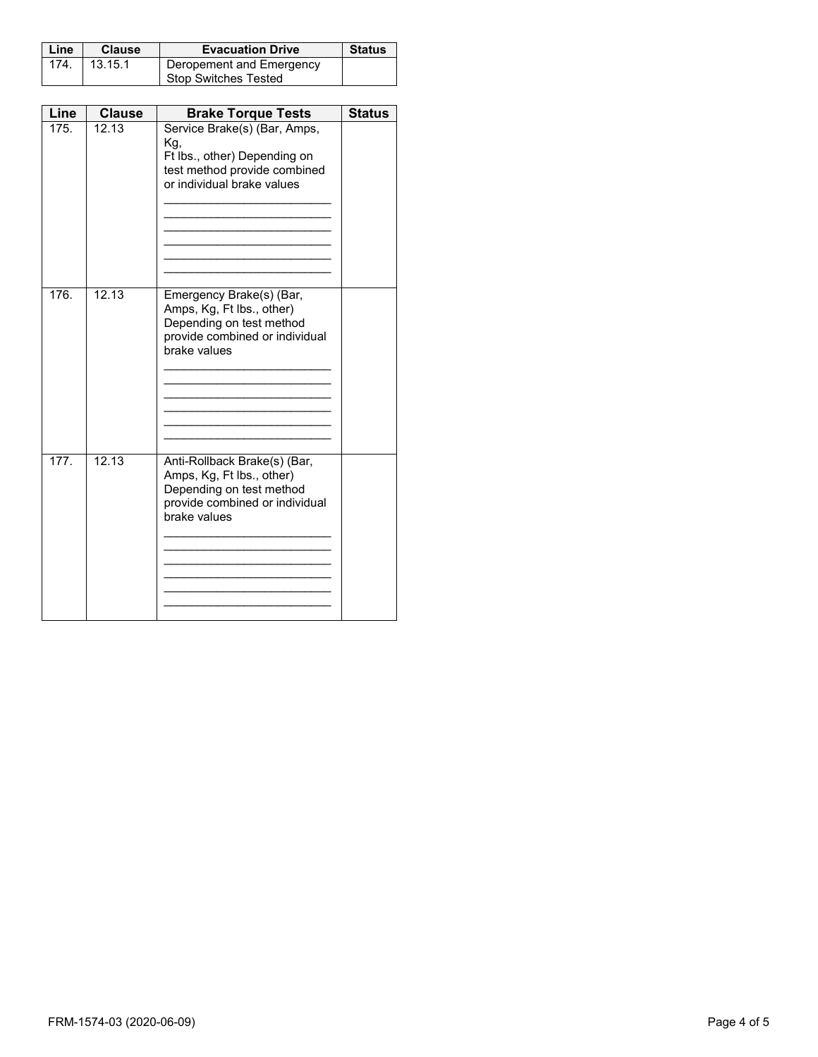| Line | Clause | Evacuation Drive | Status |
|---|---|---|---|
| 174. | 13.15.1 | Deropement and Emergency Stop Switches Tested | |

| Line | Clause | Brake Torque Tests | Status |
|---|---|---|---|
| 175. | 12.13 | Service Brake(s) (Bar, Amps, Kg, Ft lbs., other) Depending on test method provide combined or individual brake values<br>________________________<br>________________________<br>________________________<br>________________________<br>________________________<br>________________________ | |
| 176. | 12.13 | Emergency Brake(s) (Bar, Amps, Kg, Ft lbs., other) Depending on test method provide combined or individual brake values<br>________________________<br>________________________<br>________________________<br>________________________<br>________________________<br>________________________ | |
| 177. | 12.13 | Anti-Rollback Brake(s) (Bar, Amps, Kg, Ft lbs., other) Depending on test method provide combined or individual brake values<br>________________________<br>________________________<br>________________________<br>________________________<br>________________________<br>________________________ | |

FRM-1574-03 (2020-06-09)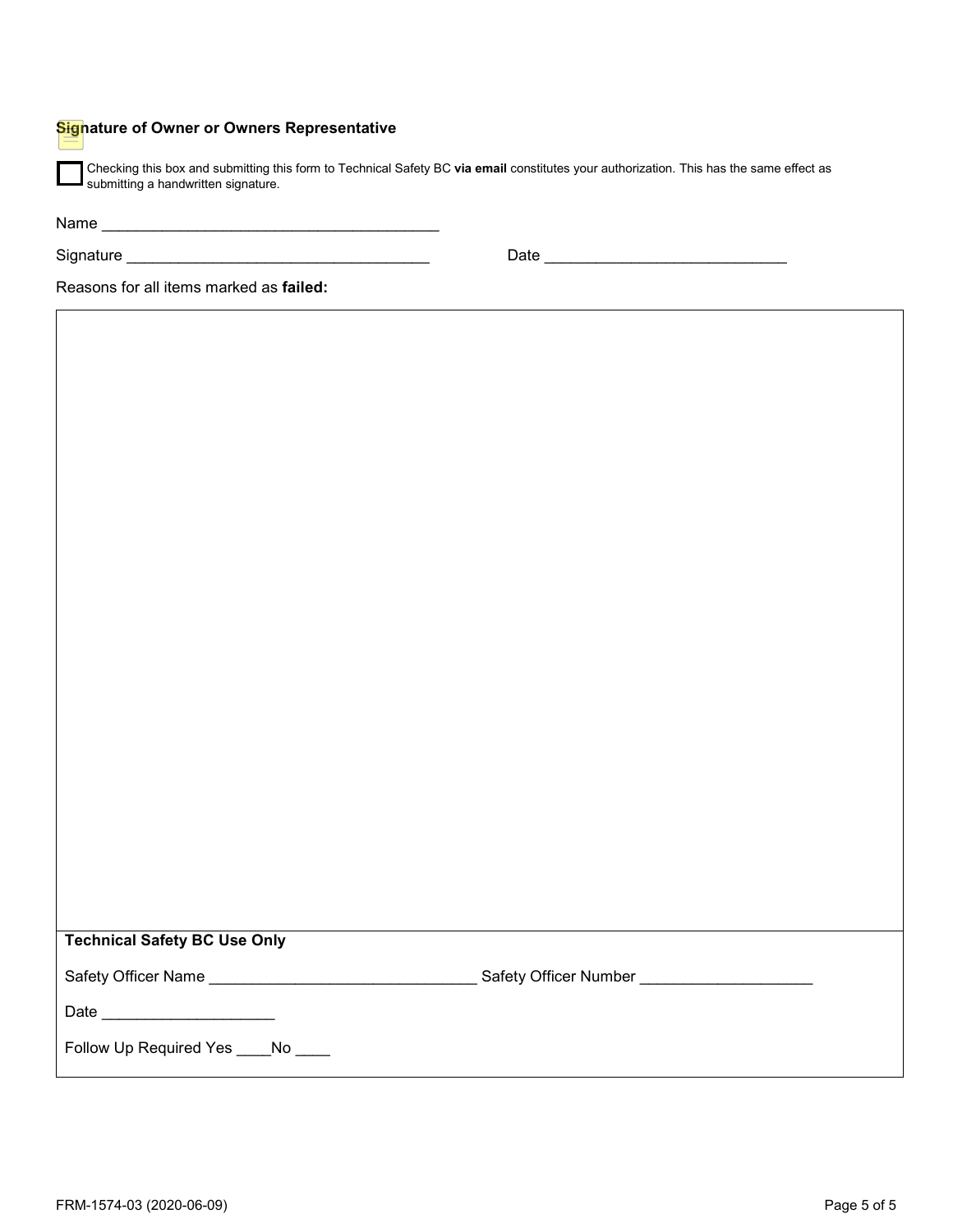**Signature of Owner or Owners Representative**

☐ Checking this box and submitting this form to Technical Safety BC **via email** constitutes your authorization. This has the same effect as submitting a handwritten signature.

Name ________________________________________

Signature ____________________________________ Date ____________________________

Reasons for all items marked as **failed:**

**Technical Safety BC Use Only**

Safety Officer Name _______________________________ Safety Officer Number ____________________

Date ____________________

Follow Up Required Yes ____No ____

FRM-1574-03 (2020-06-09)